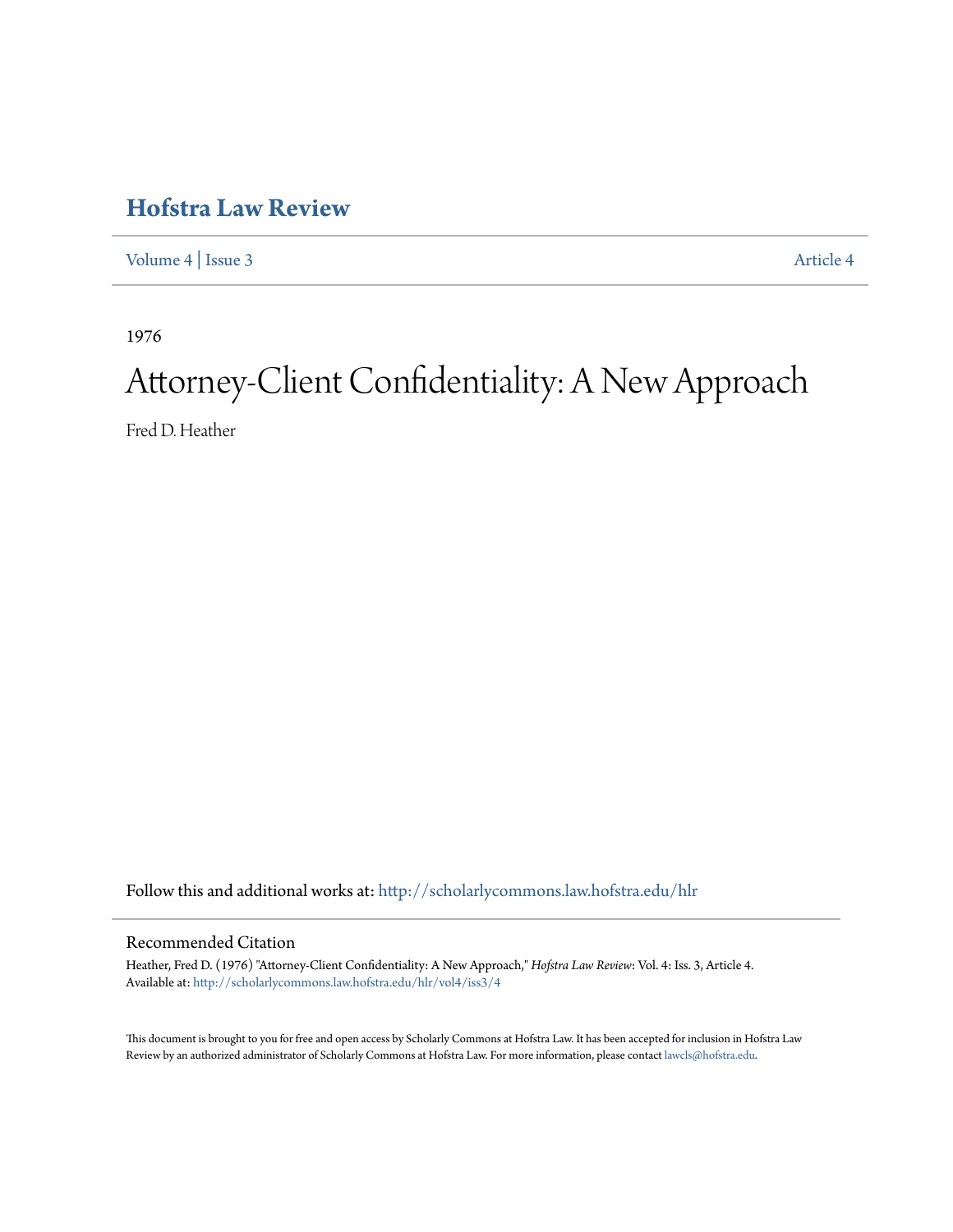# Hofstra Law Review

Volume 4 | Issue 3 Article 4

1976

# Attorney-Client Confidentiality: A New Approach

Fred D. Heather

Follow this and additional works at: http://scholarlycommons.law.hofstra.edu/hlr

## Recommended Citation

Heather, Fred D. (1976) "Attorney-Client Confidentiality: A New Approach," *Hofstra Law Review*: Vol. 4: Iss. 3, Article 4.
Available at: http://scholarlycommons.law.hofstra.edu/hlr/vol4/iss3/4

This document is brought to you for free and open access by Scholarly Commons at Hofstra Law. It has been accepted for inclusion in Hofstra Law Review by an authorized administrator of Scholarly Commons at Hofstra Law. For more information, please contact lawcls@hofstra.edu.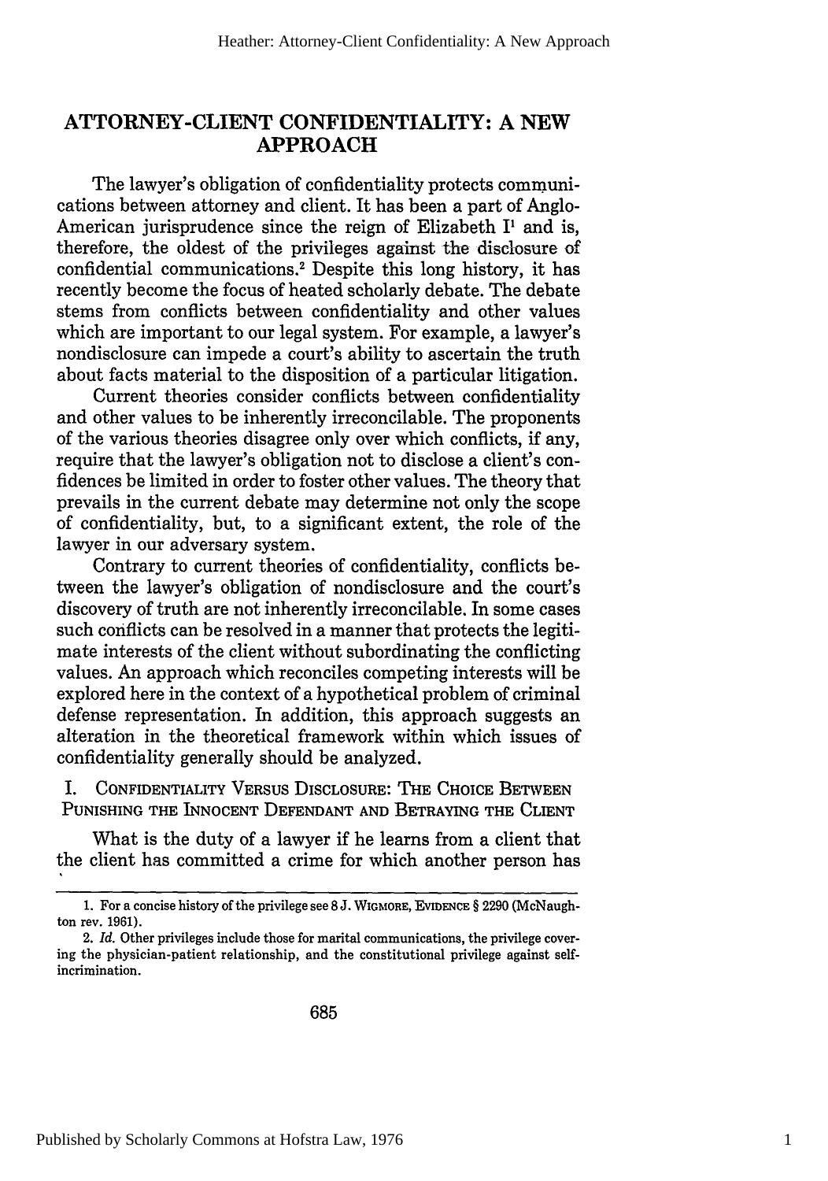# ATTORNEY-CLIENT CONFIDENTIALITY: A NEW APPROACH

The lawyer's obligation of confidentiality protects communications between attorney and client. It has been a part of Anglo-American jurisprudence since the reign of Elizabeth I[1] and is, therefore, the oldest of the privileges against the disclosure of confidential communications.[2] Despite this long history, it has recently become the focus of heated scholarly debate. The debate stems from conflicts between confidentiality and other values which are important to our legal system. For example, a lawyer's nondisclosure can impede a court's ability to ascertain the truth about facts material to the disposition of a particular litigation.

Current theories consider conflicts between confidentiality and other values to be inherently irreconcilable. The proponents of the various theories disagree only over which conflicts, if any, require that the lawyer's obligation not to disclose a client's confidences be limited in order to foster other values. The theory that prevails in the current debate may determine not only the scope of confidentiality, but, to a significant extent, the role of the lawyer in our adversary system.

Contrary to current theories of confidentiality, conflicts between the lawyer's obligation of nondisclosure and the court's discovery of truth are not inherently irreconcilable. In some cases such conflicts can be resolved in a manner that protects the legitimate interests of the client without subordinating the conflicting values. An approach which reconciles competing interests will be explored here in the context of a hypothetical problem of criminal defense representation. In addition, this approach suggests an alteration in the theoretical framework within which issues of confidentiality generally should be analyzed.

## I. Confidentiality Versus Disclosure: The Choice Between Punishing the Innocent Defendant and Betraying the Client

What is the duty of a lawyer if he learns from a client that the client has committed a crime for which another person has

---

1. For a concise history of the privilege see 8 J. Wigmore, Evidence § 2290 (McNaughton rev. 1961).

2. *Id.* Other privileges include those for marital communications, the privilege covering the physician-patient relationship, and the constitutional privilege against self-incrimination.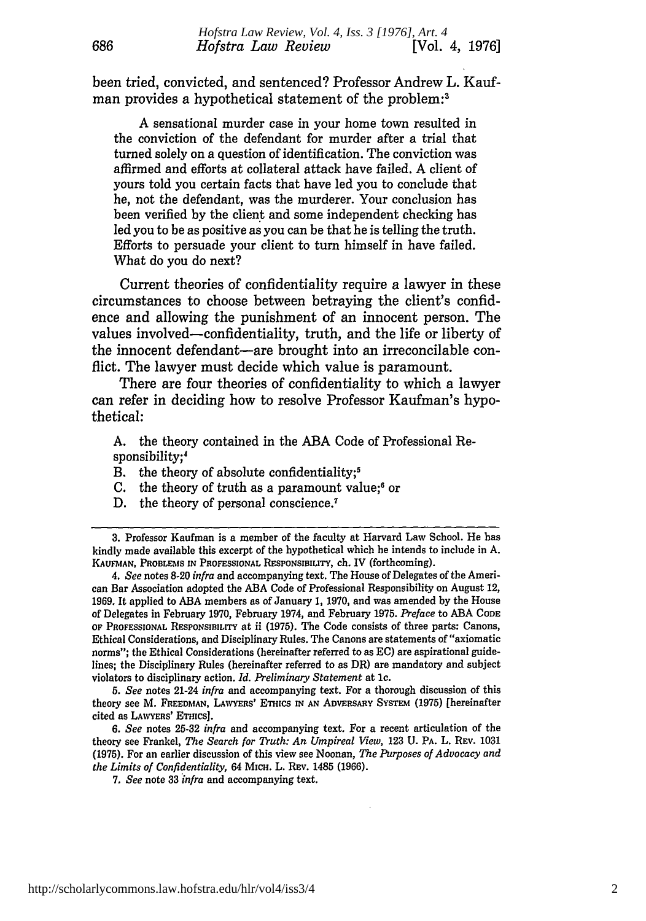been tried, convicted, and sentenced? Professor Andrew L. Kaufman provides a hypothetical statement of the problem:[3]

> A sensational murder case in your home town resulted in the conviction of the defendant for murder after a trial that turned solely on a question of identification. The conviction was affirmed and efforts at collateral attack have failed. A client of yours told you certain facts that have led you to conclude that he, not the defendant, was the murderer. Your conclusion has been verified by the client and some independent checking has led you to be as positive as you can be that he is telling the truth. Efforts to persuade your client to turn himself in have failed. What do you do next?

Current theories of confidentiality require a lawyer in these circumstances to choose between betraying the client's confidence and allowing the punishment of an innocent person. The values involved—confidentiality, truth, and the life or liberty of the innocent defendant—are brought into an irreconcilable conflict. The lawyer must decide which value is paramount.

There are four theories of confidentiality to which a lawyer can refer in deciding how to resolve Professor Kaufman's hypothetical:

A. the theory contained in the ABA Code of Professional Responsibility;[4]
B. the theory of absolute confidentiality;[5]
C. the theory of truth as a paramount value;[6] or
D. the theory of personal conscience.[7]

---

3. Professor Kaufman is a member of the faculty at Harvard Law School. He has kindly made available this excerpt of the hypothetical which he intends to include in A. KAUFMAN, PROBLEMS IN PROFESSIONAL RESPONSIBILITY, ch. IV (forthcoming).

4. *See* notes 8-20 *infra* and accompanying text. The House of Delegates of the American Bar Association adopted the ABA Code of Professional Responsibility on August 12, 1969. It applied to ABA members as of January 1, 1970, and was amended by the House of Delegates in February 1970, February 1974, and February 1975. *Preface* to ABA CODE OF PROFESSIONAL RESPONSIBILITY at ii (1975). The Code consists of three parts: Canons, Ethical Considerations, and Disciplinary Rules. The Canons are statements of "axiomatic norms"; the Ethical Considerations (hereinafter referred to as EC) are aspirational guidelines; the Disciplinary Rules (hereinafter referred to as DR) are mandatory and subject violators to disciplinary action. *Id. Preliminary Statement* at 1c.

5. *See* notes 21-24 *infra* and accompanying text. For a thorough discussion of this theory see M. FREEDMAN, LAWYERS' ETHICS IN AN ADVERSARY SYSTEM (1975) [hereinafter cited as LAWYERS' ETHICS].

6. *See* notes 25-32 *infra* and accompanying text. For a recent articulation of the theory see Frankel, *The Search for Truth: An Umpireal View*, 123 U. PA. L. REV. 1031 (1975). For an earlier discussion of this view see Noonan, *The Purposes of Advocacy and the Limits of Confidentiality*, 64 MICH. L. REV. 1485 (1966).

7. *See* note 33 *infra* and accompanying text.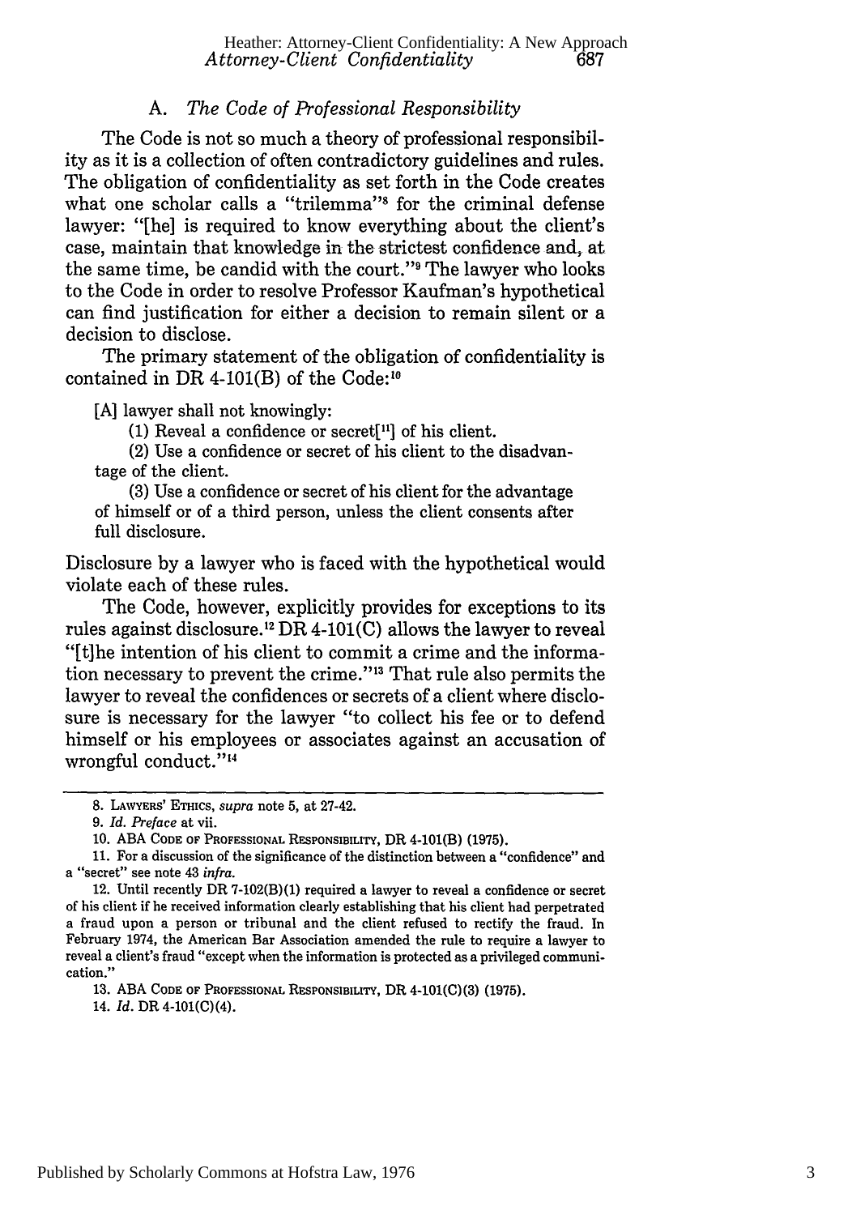### A. *The Code of Professional Responsibility*

The Code is not so much a theory of professional responsibility as it is a collection of often contradictory guidelines and rules. The obligation of confidentiality as set forth in the Code creates what one scholar calls a "trilemma"[8] for the criminal defense lawyer: "[he] is required to know everything about the client's case, maintain that knowledge in the strictest confidence and, at the same time, be candid with the court."[9] The lawyer who looks to the Code in order to resolve Professor Kaufman's hypothetical can find justification for either a decision to remain silent or a decision to disclose.

The primary statement of the obligation of confidentiality is contained in DR 4-101(B) of the Code:[10]

> [A] lawyer shall not knowingly:
>
> (1) Reveal a confidence or secret[[11]] of his client.
>
> (2) Use a confidence or secret of his client to the disadvantage of the client.
>
> (3) Use a confidence or secret of his client for the advantage of himself or of a third person, unless the client consents after full disclosure.

Disclosure by a lawyer who is faced with the hypothetical would violate each of these rules.

The Code, however, explicitly provides for exceptions to its rules against disclosure.[12] DR 4-101(C) allows the lawyer to reveal "[t]he intention of his client to commit a crime and the information necessary to prevent the crime."[13] That rule also permits the lawyer to reveal the confidences or secrets of a client where disclosure is necessary for the lawyer "to collect his fee or to defend himself or his employees or associates against an accusation of wrongful conduct."[14]

---

8. LAWYERS' ETHICS, *supra* note 5, at 27-42.

9. *Id. Preface* at vii.

10. ABA CODE OF PROFESSIONAL RESPONSIBILITY, DR 4-101(B) (1975).

11. For a discussion of the significance of the distinction between a "confidence" and a "secret" see note 43 *infra*.

12. Until recently DR 7-102(B)(1) required a lawyer to reveal a confidence or secret of his client if he received information clearly establishing that his client had perpetrated a fraud upon a person or tribunal and the client refused to rectify the fraud. In February 1974, the American Bar Association amended the rule to require a lawyer to reveal a client's fraud "except when the information is protected as a privileged communication."

13. ABA CODE OF PROFESSIONAL RESPONSIBILITY, DR 4-101(C)(3) (1975).

14. *Id.* DR 4-101(C)(4).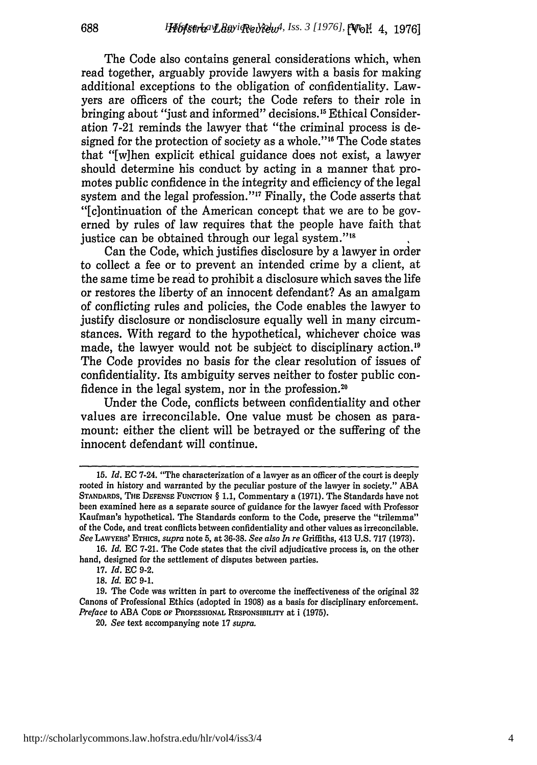The Code also contains general considerations which, when read together, arguably provide lawyers with a basis for making additional exceptions to the obligation of confidentiality. Lawyers are officers of the court; the Code refers to their role in bringing about "just and informed" decisions.[15] Ethical Consideration 7-21 reminds the lawyer that "the criminal process is designed for the protection of society as a whole."[16] The Code states that "[w]hen explicit ethical guidance does not exist, a lawyer should determine his conduct by acting in a manner that promotes public confidence in the integrity and efficiency of the legal system and the legal profession."[17] Finally, the Code asserts that "[c]ontinuation of the American concept that we are to be governed by rules of law requires that the people have faith that justice can be obtained through our legal system."[18]

Can the Code, which justifies disclosure by a lawyer in order to collect a fee or to prevent an intended crime by a client, at the same time be read to prohibit a disclosure which saves the life or restores the liberty of an innocent defendant? As an amalgam of conflicting rules and policies, the Code enables the lawyer to justify disclosure or nondisclosure equally well in many circumstances. With regard to the hypothetical, whichever choice was made, the lawyer would not be subject to disciplinary action.[19] The Code provides no basis for the clear resolution of issues of confidentiality. Its ambiguity serves neither to foster public confidence in the legal system, nor in the profession.[20]

Under the Code, conflicts between confidentiality and other values are irreconcilable. One value must be chosen as paramount: either the client will be betrayed or the suffering of the innocent defendant will continue.

---

15. *Id.* EC 7-24. "The characterization of a lawyer as an officer of the court is deeply rooted in history and warranted by the peculiar posture of the lawyer in society." ABA STANDARDS, THE DEFENSE FUNCTION § 1.1, Commentary a (1971). The Standards have not been examined here as a separate source of guidance for the lawyer faced with Professor Kaufman's hypothetical. The Standards conform to the Code, preserve the "trilemma" of the Code, and treat conflicts between confidentiality and other values as irreconcilable. *See* LAWYERS' ETHICS, *supra* note 5, at 36-38. *See also In re* Griffiths, 413 U.S. 717 (1973).

16. *Id.* EC 7-21. The Code states that the civil adjudicative process is, on the other hand, designed for the settlement of disputes between parties.

17. *Id.* EC 9-2.

18. *Id.* EC 9-1.

19. The Code was written in part to overcome the ineffectiveness of the original 32 Canons of Professional Ethics (adopted in 1908) as a basis for disciplinary enforcement. *Preface* to ABA CODE OF PROFESSIONAL RESPONSIBILITY at i (1975).

20. *See* text accompanying note 17 *supra*.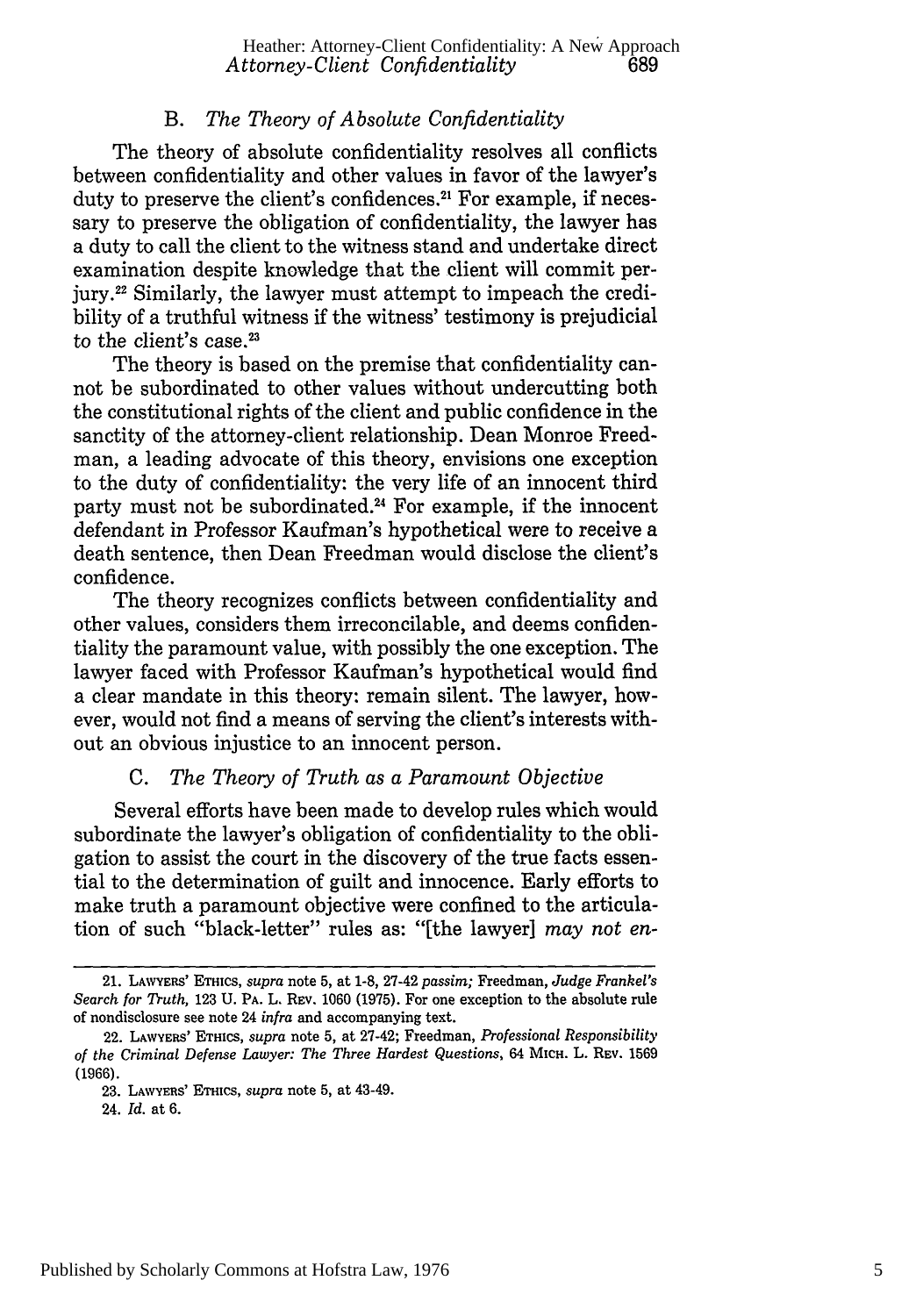### B. *The Theory of Absolute Confidentiality*

The theory of absolute confidentiality resolves all conflicts between confidentiality and other values in favor of the lawyer's duty to preserve the client's confidences.[21] For example, if necessary to preserve the obligation of confidentiality, the lawyer has a duty to call the client to the witness stand and undertake direct examination despite knowledge that the client will commit perjury.[22] Similarly, the lawyer must attempt to impeach the credibility of a truthful witness if the witness' testimony is prejudicial to the client's case.[23]

The theory is based on the premise that confidentiality cannot be subordinated to other values without undercutting both the constitutional rights of the client and public confidence in the sanctity of the attorney-client relationship. Dean Monroe Freedman, a leading advocate of this theory, envisions one exception to the duty of confidentiality: the very life of an innocent third party must not be subordinated.[24] For example, if the innocent defendant in Professor Kaufman's hypothetical were to receive a death sentence, then Dean Freedman would disclose the client's confidence.

The theory recognizes conflicts between confidentiality and other values, considers them irreconcilable, and deems confidentiality the paramount value, with possibly the one exception. The lawyer faced with Professor Kaufman's hypothetical would find a clear mandate in this theory: remain silent. The lawyer, however, would not find a means of serving the client's interests without an obvious injustice to an innocent person.

### C. *The Theory of Truth as a Paramount Objective*

Several efforts have been made to develop rules which would subordinate the lawyer's obligation of confidentiality to the obligation to assist the court in the discovery of the true facts essential to the determination of guilt and innocence. Early efforts to make truth a paramount objective were confined to the articulation of such "black-letter" rules as: "[the lawyer] *may not en-*

---

21. LAWYERS' ETHICS, *supra* note 5, at 1-8, 27-42 *passim;* Freedman, *Judge Frankel's Search for Truth,* 123 U. PA. L. REV. 1060 (1975). For one exception to the absolute rule of nondisclosure see note 24 *infra* and accompanying text.

22. LAWYERS' ETHICS, *supra* note 5, at 27-42; Freedman, *Professional Responsibility of the Criminal Defense Lawyer: The Three Hardest Questions,* 64 MICH. L. REV. 1569 (1966).

23. LAWYERS' ETHICS, *supra* note 5, at 43-49.

24. *Id.* at 6.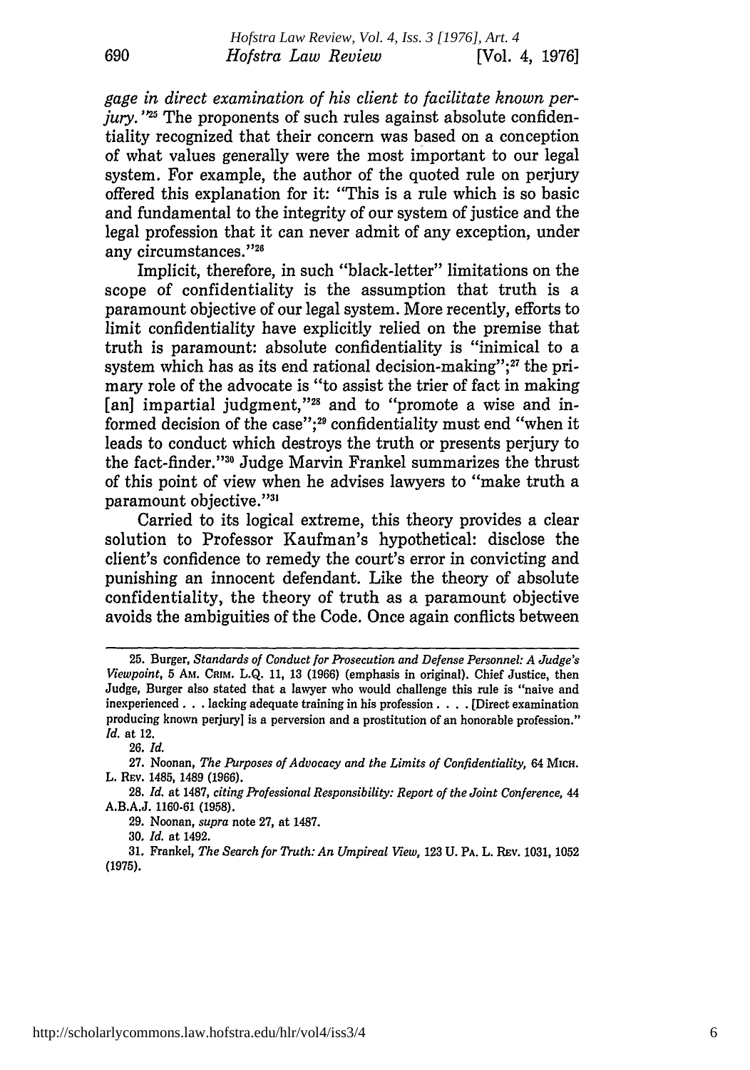*gage in direct examination of his client to facilitate known perjury.*"[25] The proponents of such rules against absolute confidentiality recognized that their concern was based on a conception of what values generally were the most important to our legal system. For example, the author of the quoted rule on perjury offered this explanation for it: "This is a rule which is so basic and fundamental to the integrity of our system of justice and the legal profession that it can never admit of any exception, under any circumstances."[26]

Implicit, therefore, in such "black-letter" limitations on the scope of confidentiality is the assumption that truth is a paramount objective of our legal system. More recently, efforts to limit confidentiality have explicitly relied on the premise that truth is paramount: absolute confidentiality is "inimical to a system which has as its end rational decision-making";[27] the primary role of the advocate is "to assist the trier of fact in making [an] impartial judgment,"[28] and to "promote a wise and informed decision of the case";[29] confidentiality must end "when it leads to conduct which destroys the truth or presents perjury to the fact-finder."[30] Judge Marvin Frankel summarizes the thrust of this point of view when he advises lawyers to "make truth a paramount objective."[31]

Carried to its logical extreme, this theory provides a clear solution to Professor Kaufman's hypothetical: disclose the client's confidence to remedy the court's error in convicting and punishing an innocent defendant. Like the theory of absolute confidentiality, the theory of truth as a paramount objective avoids the ambiguities of the Code. Once again conflicts between

---

25. Burger, *Standards of Conduct for Prosecution and Defense Personnel: A Judge's Viewpoint*, 5 AM. CRIM. L.Q. 11, 13 (1966) (emphasis in original). Chief Justice, then Judge, Burger also stated that a lawyer who would challenge this rule is "naive and inexperienced . . . lacking adequate training in his profession . . . . [Direct examination producing known perjury] is a perversion and a prostitution of an honorable profession." *Id.* at 12.

26. *Id.*

27. Noonan, *The Purposes of Advocacy and the Limits of Confidentiality*, 64 MICH. L. REV. 1485, 1489 (1966).

28. *Id.* at 1487, *citing Professional Responsibility: Report of the Joint Conference*, 44 A.B.A.J. 1160-61 (1958).

29. Noonan, *supra* note 27, at 1487.

30. *Id.* at 1492.

31. Frankel, *The Search for Truth: An Umpireal View*, 123 U. PA. L. REV. 1031, 1052 (1975).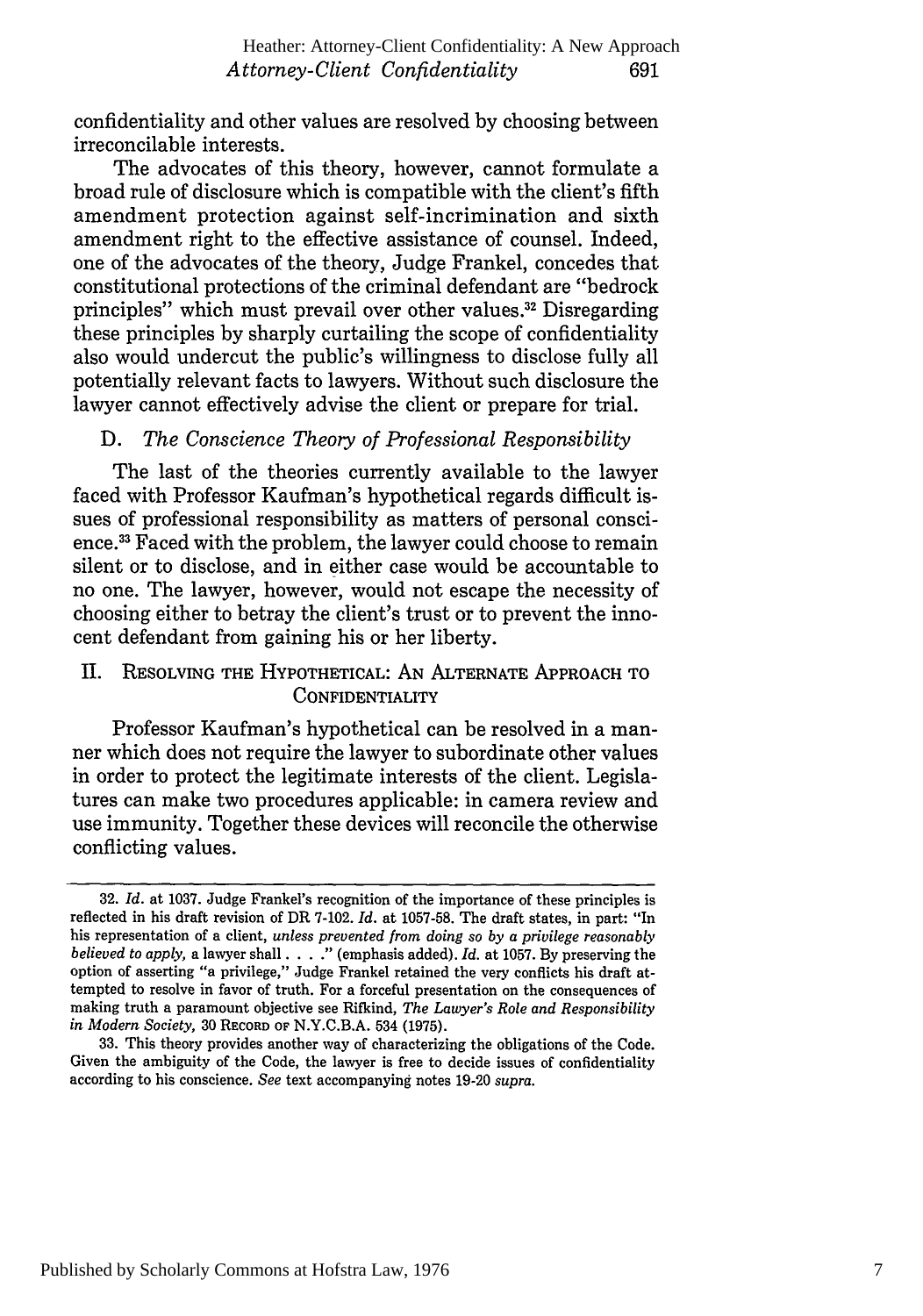confidentiality and other values are resolved by choosing between irreconcilable interests.

The advocates of this theory, however, cannot formulate a broad rule of disclosure which is compatible with the client's fifth amendment protection against self-incrimination and sixth amendment right to the effective assistance of counsel. Indeed, one of the advocates of the theory, Judge Frankel, concedes that constitutional protections of the criminal defendant are "bedrock principles" which must prevail over other values.[32] Disregarding these principles by sharply curtailing the scope of confidentiality also would undercut the public's willingness to disclose fully all potentially relevant facts to lawyers. Without such disclosure the lawyer cannot effectively advise the client or prepare for trial.

### D. *The Conscience Theory of Professional Responsibility*

The last of the theories currently available to the lawyer faced with Professor Kaufman's hypothetical regards difficult issues of professional responsibility as matters of personal conscience.[33] Faced with the problem, the lawyer could choose to remain silent or to disclose, and in either case would be accountable to no one. The lawyer, however, would not escape the necessity of choosing either to betray the client's trust or to prevent the innocent defendant from gaining his or her liberty.

## II. Resolving the Hypothetical: An Alternate Approach to Confidentiality

Professor Kaufman's hypothetical can be resolved in a manner which does not require the lawyer to subordinate other values in order to protect the legitimate interests of the client. Legislatures can make two procedures applicable: in camera review and use immunity. Together these devices will reconcile the otherwise conflicting values.

---

32. *Id.* at 1037. Judge Frankel's recognition of the importance of these principles is reflected in his draft revision of DR 7-102. *Id.* at 1057-58. The draft states, in part: "In his representation of a client, *unless prevented from doing so by a privilege reasonably believed to apply,* a lawyer shall. . . ." (emphasis added). *Id.* at 1057. By preserving the option of asserting "a privilege," Judge Frankel retained the very conflicts his draft attempted to resolve in favor of truth. For a forceful presentation on the consequences of making truth a paramount objective see Rifkind, *The Lawyer's Role and Responsibility in Modern Society,* 30 Record of N.Y.C.B.A. 534 (1975).

33. This theory provides another way of characterizing the obligations of the Code. Given the ambiguity of the Code, the lawyer is free to decide issues of confidentiality according to his conscience. *See* text accompanying notes 19-20 *supra.*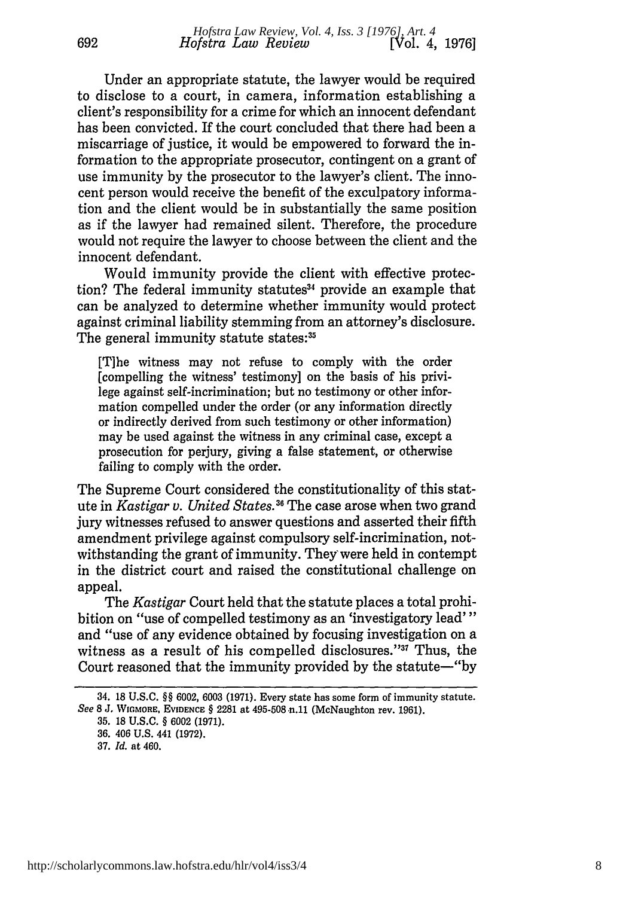Under an appropriate statute, the lawyer would be required to disclose to a court, in camera, information establishing a client's responsibility for a crime for which an innocent defendant has been convicted. If the court concluded that there had been a miscarriage of justice, it would be empowered to forward the information to the appropriate prosecutor, contingent on a grant of use immunity by the prosecutor to the lawyer's client. The innocent person would receive the benefit of the exculpatory information and the client would be in substantially the same position as if the lawyer had remained silent. Therefore, the procedure would not require the lawyer to choose between the client and the innocent defendant.

Would immunity provide the client with effective protection? The federal immunity statutes[34] provide an example that can be analyzed to determine whether immunity would protect against criminal liability stemming from an attorney's disclosure. The general immunity statute states:[35]

> [T]he witness may not refuse to comply with the order [compelling the witness' testimony] on the basis of his privilege against self-incrimination; but no testimony or other information compelled under the order (or any information directly or indirectly derived from such testimony or other information) may be used against the witness in any criminal case, except a prosecution for perjury, giving a false statement, or otherwise failing to comply with the order.

The Supreme Court considered the constitutionality of this statute in *Kastigar v. United States.*[36] The case arose when two grand jury witnesses refused to answer questions and asserted their fifth amendment privilege against compulsory self-incrimination, notwithstanding the grant of immunity. They were held in contempt in the district court and raised the constitutional challenge on appeal.

The *Kastigar* Court held that the statute places a total prohibition on "use of compelled testimony as an 'investigatory lead'" and "use of any evidence obtained by focusing investigation on a witness as a result of his compelled disclosures."[37] Thus, the Court reasoned that the immunity provided by the statute—"by

---

34. 18 U.S.C. §§ 6002, 6003 (1971). Every state has some form of immunity statute. *See* 8 J. WIGMORE, EVIDENCE § 2281 at 495-508 n.11 (McNaughton rev. 1961).

35. 18 U.S.C. § 6002 (1971).

36. 406 U.S. 441 (1972).

37. *Id.* at 460.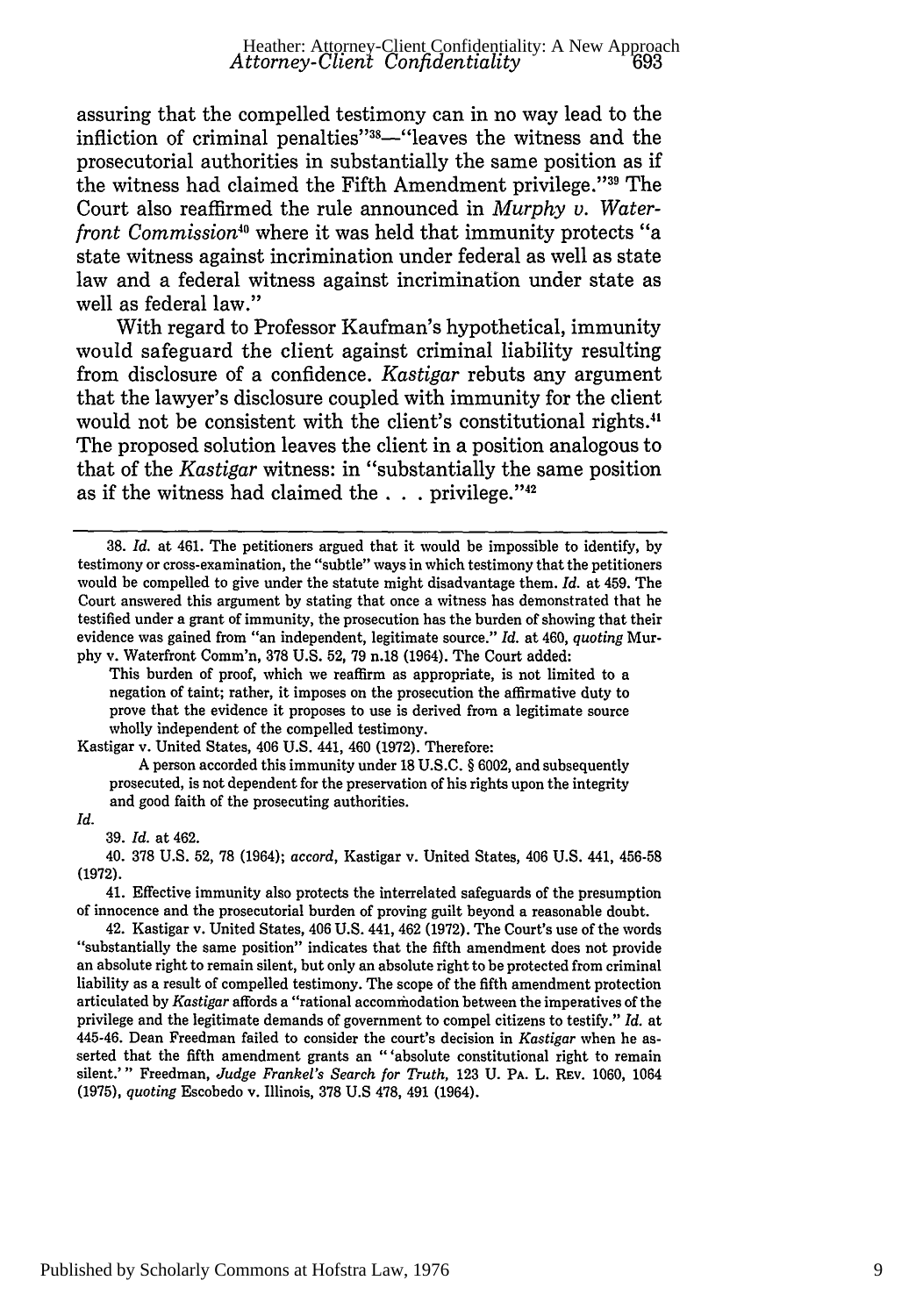assuring that the compelled testimony can in no way lead to the infliction of criminal penalties"[38]—"leaves the witness and the prosecutorial authorities in substantially the same position as if the witness had claimed the Fifth Amendment privilege."[39] The Court also reaffirmed the rule announced in *Murphy v. Waterfront Commission*[40] where it was held that immunity protects "a state witness against incrimination under federal as well as state law and a federal witness against incrimination under state as well as federal law."

With regard to Professor Kaufman's hypothetical, immunity would safeguard the client against criminal liability resulting from disclosure of a confidence. *Kastigar* rebuts any argument that the lawyer's disclosure coupled with immunity for the client would not be consistent with the client's constitutional rights.[41] The proposed solution leaves the client in a position analogous to that of the *Kastigar* witness: in "substantially the same position as if the witness had claimed the . . . privilege."[42]

---

38. *Id.* at 461. The petitioners argued that it would be impossible to identify, by testimony or cross-examination, the "subtle" ways in which testimony that the petitioners would be compelled to give under the statute might disadvantage them. *Id.* at 459. The Court answered this argument by stating that once a witness has demonstrated that he testified under a grant of immunity, the prosecution has the burden of showing that their evidence was gained from "an independent, legitimate source." *Id.* at 460, *quoting* Murphy v. Waterfront Comm'n, 378 U.S. 52, 79 n.18 (1964). The Court added:

> This burden of proof, which we reaffirm as appropriate, is not limited to a negation of taint; rather, it imposes on the prosecution the affirmative duty to prove that the evidence it proposes to use is derived from a legitimate source wholly independent of the compelled testimony.

Kastigar v. United States, 406 U.S. 441, 460 (1972). Therefore:

> A person accorded this immunity under 18 U.S.C. § 6002, and subsequently prosecuted, is not dependent for the preservation of his rights upon the integrity and good faith of the prosecuting authorities.

*Id.*

39. *Id.* at 462.

40. 378 U.S. 52, 78 (1964); *accord*, Kastigar v. United States, 406 U.S. 441, 456-58 (1972).

41. Effective immunity also protects the interrelated safeguards of the presumption of innocence and the prosecutorial burden of proving guilt beyond a reasonable doubt.

42. Kastigar v. United States, 406 U.S. 441, 462 (1972). The Court's use of the words "substantially the same position" indicates that the fifth amendment does not provide an absolute right to remain silent, but only an absolute right to be protected from criminal liability as a result of compelled testimony. The scope of the fifth amendment protection articulated by *Kastigar* affords a "rational accommodation between the imperatives of the privilege and the legitimate demands of government to compel citizens to testify." *Id.* at 445-46. Dean Freedman failed to consider the court's decision in *Kastigar* when he asserted that the fifth amendment grants an "'absolute constitutional right to remain silent.'" Freedman, *Judge Frankel's Search for Truth*, 123 U. PA. L. REV. 1060, 1064 (1975), *quoting* Escobedo v. Illinois, 378 U.S 478, 491 (1964).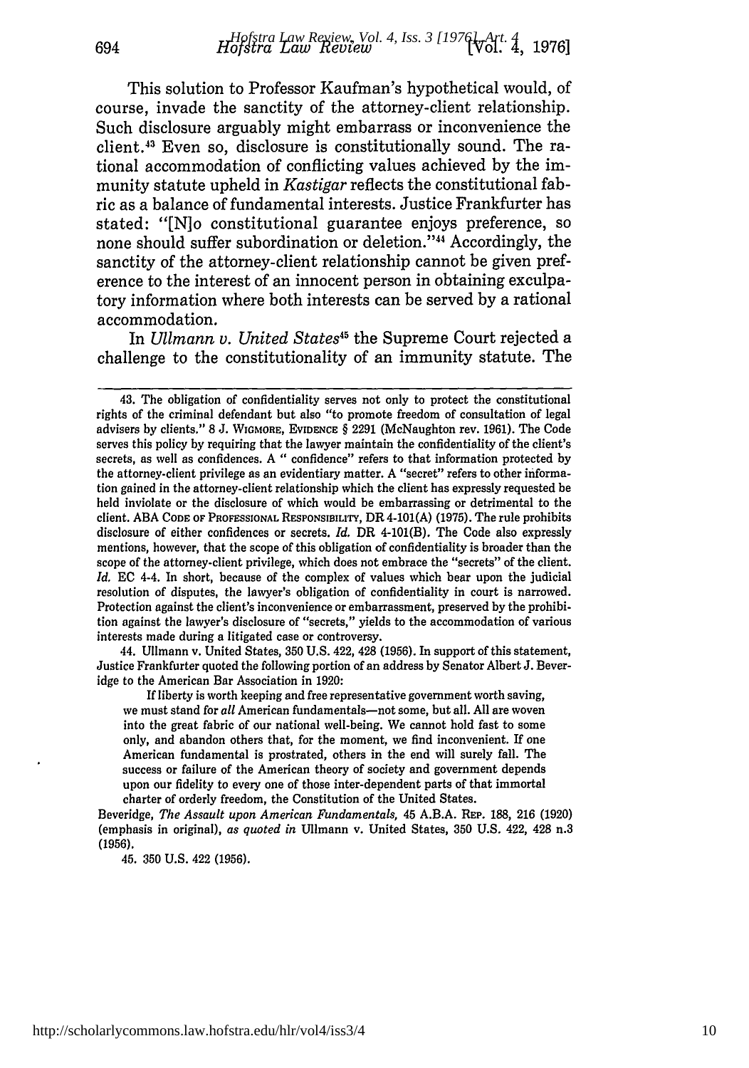This solution to Professor Kaufman's hypothetical would, of course, invade the sanctity of the attorney-client relationship. Such disclosure arguably might embarrass or inconvenience the client.[43] Even so, disclosure is constitutionally sound. The rational accommodation of conflicting values achieved by the immunity statute upheld in *Kastigar* reflects the constitutional fabric as a balance of fundamental interests. Justice Frankfurter has stated: "[N]o constitutional guarantee enjoys preference, so none should suffer subordination or deletion."[44] Accordingly, the sanctity of the attorney-client relationship cannot be given preference to the interest of an innocent person in obtaining exculpatory information where both interests can be served by a rational accommodation.

In *Ullmann v. United States*[45] the Supreme Court rejected a challenge to the constitutionality of an immunity statute. The

---

43. The obligation of confidentiality serves not only to protect the constitutional rights of the criminal defendant but also "to promote freedom of consultation of legal advisers by clients." 8 J. WIGMORE, EVIDENCE § 2291 (McNaughton rev. 1961). The Code serves this policy by requiring that the lawyer maintain the confidentiality of the client's secrets, as well as confidences. A " confidence" refers to that information protected by the attorney-client privilege as an evidentiary matter. A "secret" refers to other information gained in the attorney-client relationship which the client has expressly requested be held inviolate or the disclosure of which would be embarrassing or detrimental to the client. ABA CODE OF PROFESSIONAL RESPONSIBILITY, DR 4-101(A) (1975). The rule prohibits disclosure of either confidences or secrets. *Id.* DR 4-101(B). The Code also expressly mentions, however, that the scope of this obligation of confidentiality is broader than the scope of the attorney-client privilege, which does not embrace the "secrets" of the client. *Id.* EC 4-4. In short, because of the complex of values which bear upon the judicial resolution of disputes, the lawyer's obligation of confidentiality in court is narrowed. Protection against the client's inconvenience or embarrassment, preserved by the prohibition against the lawyer's disclosure of "secrets," yields to the accommodation of various interests made during a litigated case or controversy.

44. Ullmann v. United States, 350 U.S. 422, 428 (1956). In support of this statement, Justice Frankfurter quoted the following portion of an address by Senator Albert J. Beveridge to the American Bar Association in 1920:

> If liberty is worth keeping and free representative government worth saving, we must stand for *all* American fundamentals—not some, but all. All are woven into the great fabric of our national well-being. We cannot hold fast to some only, and abandon others that, for the moment, we find inconvenient. If one American fundamental is prostrated, others in the end will surely fall. The success or failure of the American theory of society and government depends upon our fidelity to every one of those inter-dependent parts of that immortal charter of orderly freedom, the Constitution of the United States.

Beveridge, *The Assault upon American Fundamentals*, 45 A.B.A. REP. 188, 216 (1920) (emphasis in original), *as quoted in* Ullmann v. United States, 350 U.S. 422, 428 n.3 (1956).

45. 350 U.S. 422 (1956).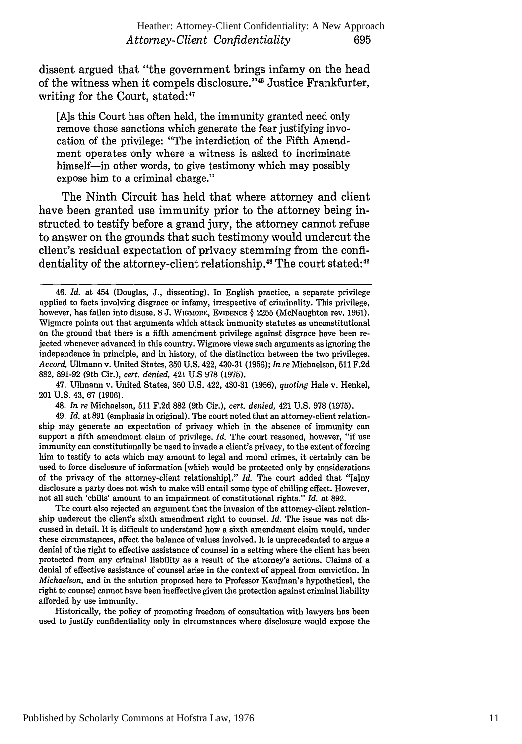dissent argued that "the government brings infamy on the head of the witness when it compels disclosure."[46] Justice Frankfurter, writing for the Court, stated:[47]

> [A]s this Court has often held, the immunity granted need only remove those sanctions which generate the fear justifying invocation of the privilege: "The interdiction of the Fifth Amendment operates only where a witness is asked to incriminate himself—in other words, to give testimony which may possibly expose him to a criminal charge."

The Ninth Circuit has held that where attorney and client have been granted use immunity prior to the attorney being instructed to testify before a grand jury, the attorney cannot refuse to answer on the grounds that such testimony would undercut the client's residual expectation of privacy stemming from the confidentiality of the attorney-client relationship.[48] The court stated:[49]

---

46. *Id.* at 454 (Douglas, J., dissenting). In English practice, a separate privilege applied to facts involving disgrace or infamy, irrespective of criminality. This privilege, however, has fallen into disuse. 8 J. WIGMORE, EVIDENCE § 2255 (McNaughton rev. 1961). Wigmore points out that arguments which attack immunity statutes as unconstitutional on the ground that there is a fifth amendment privilege against disgrace have been rejected whenever advanced in this country. Wigmore views such arguments as ignoring the independence in principle, and in history, of the distinction between the two privileges. *Accord,* Ullmann v. United States, 350 U.S. 422, 430-31 (1956); *In re* Michaelson, 511 F.2d 882, 891-92 (9th Cir.), *cert. denied,* 421 U.S 978 (1975).

47. Ullmann v. United States, 350 U.S. 422, 430-31 (1956), *quoting* Hale v. Henkel, 201 U.S. 43, 67 (1906).

48. *In re* Michaelson, 511 F.2d 882 (9th Cir.), *cert. denied,* 421 U.S. 978 (1975).

49. *Id.* at 891 (emphasis in original). The court noted that an attorney-client relationship may generate an expectation of privacy which in the absence of immunity can support a fifth amendment claim of privilege. *Id.* The court reasoned, however, "if use immunity can constitutionally be used to invade a client's privacy, to the extent of forcing him to testify to acts which may amount to legal and moral crimes, it certainly can be used to force disclosure of information [which would be protected only by considerations of the privacy of the attorney-client relationship]." *Id.* The court added that "[a]ny disclosure a party does not wish to make will entail some type of chilling effect. However, not all such 'chills' amount to an impairment of constitutional rights." *Id.* at 892.

The court also rejected an argument that the invasion of the attorney-client relationship undercut the client's sixth amendment right to counsel. *Id.* The issue was not discussed in detail. It is difficult to understand how a sixth amendment claim would, under these circumstances, affect the balance of values involved. It is unprecedented to argue a denial of the right to effective assistance of counsel in a setting where the client has been protected from any criminal liability as a result of the attorney's actions. Claims of a denial of effective assistance of counsel arise in the context of appeal from conviction. In *Michaelson,* and in the solution proposed here to Professor Kaufman's hypothetical, the right to counsel cannot have been ineffective given the protection against criminal liability afforded by use immunity.

Historically, the policy of promoting freedom of consultation with lawyers has been used to justify confidentiality only in circumstances where disclosure would expose the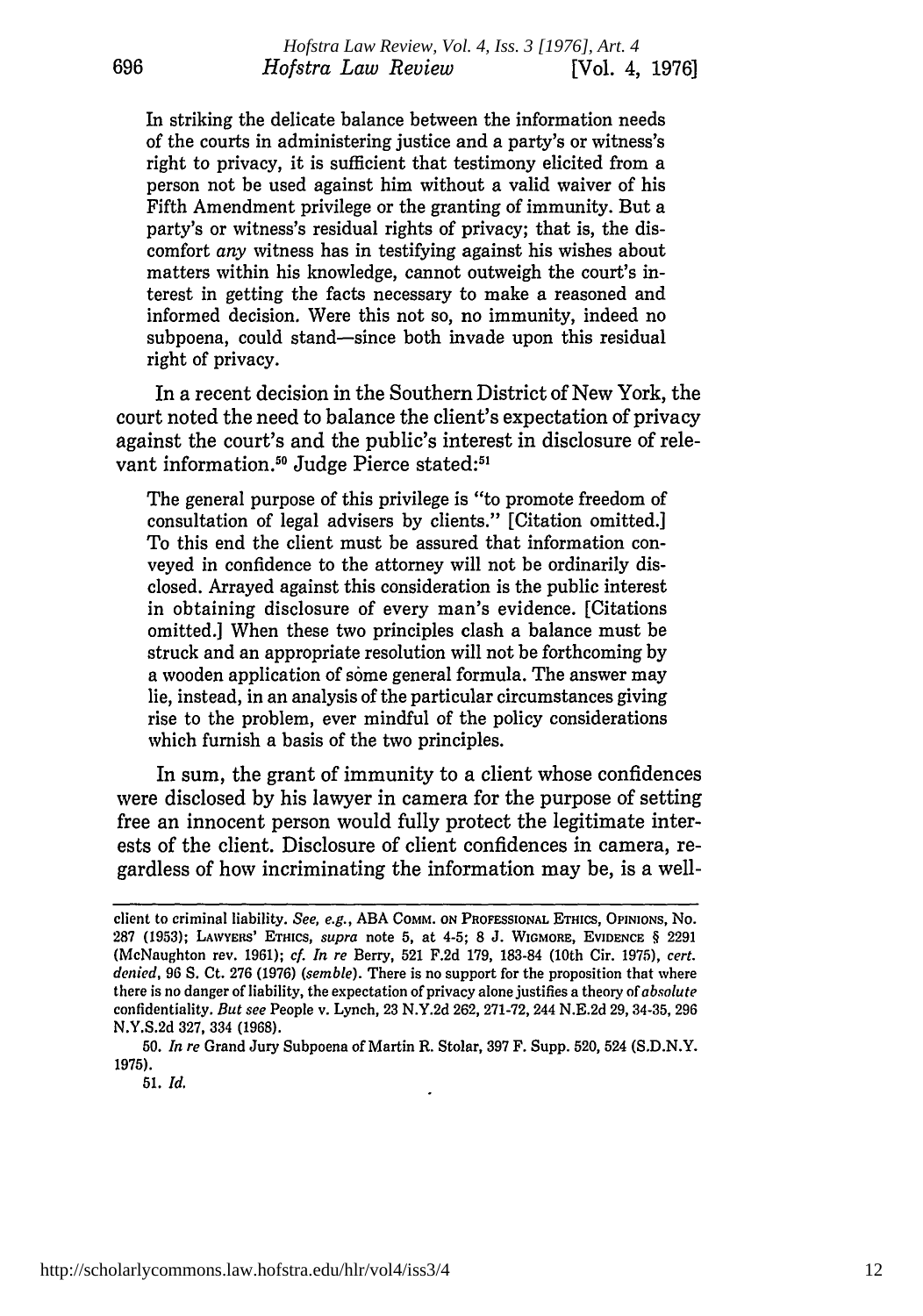> In striking the delicate balance between the information needs of the courts in administering justice and a party's or witness's right to privacy, it is sufficient that testimony elicited from a person not be used against him without a valid waiver of his Fifth Amendment privilege or the granting of immunity. But a party's or witness's residual rights of privacy; that is, the discomfort *any* witness has in testifying against his wishes about matters within his knowledge, cannot outweigh the court's interest in getting the facts necessary to make a reasoned and informed decision. Were this not so, no immunity, indeed no subpoena, could stand—since both invade upon this residual right of privacy.

In a recent decision in the Southern District of New York, the court noted the need to balance the client's expectation of privacy against the court's and the public's interest in disclosure of relevant information.[50] Judge Pierce stated:[51]

> The general purpose of this privilege is "to promote freedom of consultation of legal advisers by clients." [Citation omitted.] To this end the client must be assured that information conveyed in confidence to the attorney will not be ordinarily disclosed. Arrayed against this consideration is the public interest in obtaining disclosure of every man's evidence. [Citations omitted.] When these two principles clash a balance must be struck and an appropriate resolution will not be forthcoming by a wooden application of some general formula. The answer may lie, instead, in an analysis of the particular circumstances giving rise to the problem, ever mindful of the policy considerations which furnish a basis of the two principles.

In sum, the grant of immunity to a client whose confidences were disclosed by his lawyer in camera for the purpose of setting free an innocent person would fully protect the legitimate interests of the client. Disclosure of client confidences in camera, regardless of how incriminating the information may be, is a well-

---

client to criminal liability. *See, e.g.*, ABA Comm. on Professional Ethics, Opinions, No. 287 (1953); Lawyers' Ethics, *supra* note 5, at 4-5; 8 J. Wigmore, Evidence § 2291 (McNaughton rev. 1961); *cf. In re* Berry, 521 F.2d 179, 183-84 (10th Cir. 1975), *cert. denied*, 96 S. Ct. 276 (1976) (*semble*). There is no support for the proposition that where there is no danger of liability, the expectation of privacy alone justifies a theory of *absolute* confidentiality. *But see* People v. Lynch, 23 N.Y.2d 262, 271-72, 244 N.E.2d 29, 34-35, 296 N.Y.S.2d 327, 334 (1968).

50. *In re* Grand Jury Subpoena of Martin R. Stolar, 397 F. Supp. 520, 524 (S.D.N.Y. 1975).

51. *Id.*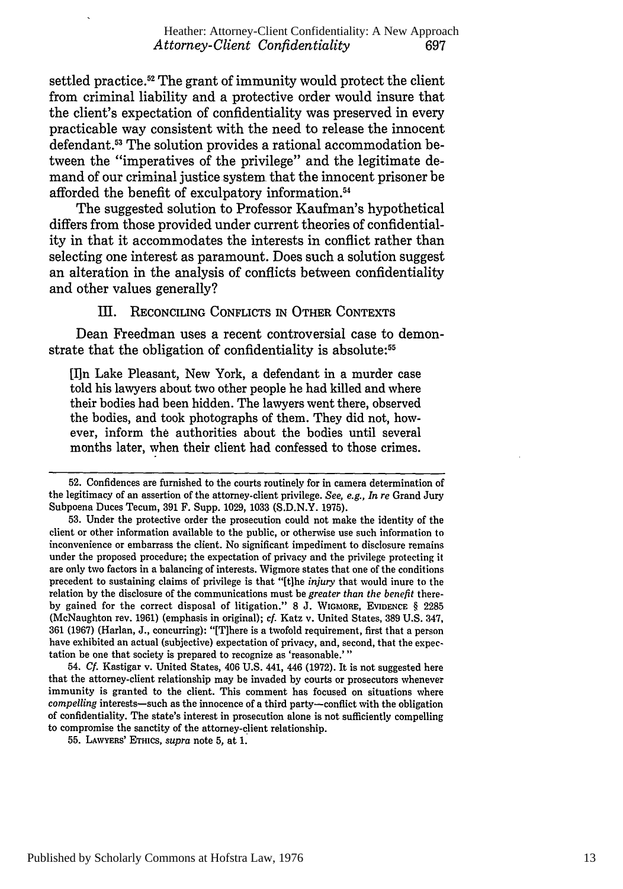settled practice.[52] The grant of immunity would protect the client from criminal liability and a protective order would insure that the client's expectation of confidentiality was preserved in every practicable way consistent with the need to release the innocent defendant.[53] The solution provides a rational accommodation between the "imperatives of the privilege" and the legitimate demand of our criminal justice system that the innocent prisoner be afforded the benefit of exculpatory information.[54]

The suggested solution to Professor Kaufman's hypothetical differs from those provided under current theories of confidentiality in that it accommodates the interests in conflict rather than selecting one interest as paramount. Does such a solution suggest an alteration in the analysis of conflicts between confidentiality and other values generally?

## III. Reconciling Conflicts in Other Contexts

Dean Freedman uses a recent controversial case to demonstrate that the obligation of confidentiality is absolute:[55]

> [I]n Lake Pleasant, New York, a defendant in a murder case told his lawyers about two other people he had killed and where their bodies had been hidden. The lawyers went there, observed the bodies, and took photographs of them. They did not, however, inform the authorities about the bodies until several months later, when their client had confessed to those crimes.

---

52. Confidences are furnished to the courts routinely for in camera determination of the legitimacy of an assertion of the attorney-client privilege. *See, e.g., In re* Grand Jury Subpoena Duces Tecum, 391 F. Supp. 1029, 1033 (S.D.N.Y. 1975).

53. Under the protective order the prosecution could not make the identity of the client or other information available to the public, or otherwise use such information to inconvenience or embarrass the client. No significant impediment to disclosure remains under the proposed procedure; the expectation of privacy and the privilege protecting it are only two factors in a balancing of interests. Wigmore states that one of the conditions precedent to sustaining claims of privilege is that "[t]he *injury* that would inure to the relation by the disclosure of the communications must be *greater than the benefit* thereby gained for the correct disposal of litigation." 8 J. Wigmore, Evidence § 2285 (McNaughton rev. 1961) (emphasis in original); *cf.* Katz v. United States, 389 U.S. 347, 361 (1967) (Harlan, J., concurring): "[T]here is a twofold requirement, first that a person have exhibited an actual (subjective) expectation of privacy, and, second, that the expectation be one that society is prepared to recognize as 'reasonable.'"

54. *Cf.* Kastigar v. United States, 406 U.S. 441, 446 (1972). It is not suggested here that the attorney-client relationship may be invaded by courts or prosecutors whenever immunity is granted to the client. This comment has focused on situations where *compelling* interests—such as the innocence of a third party—conflict with the obligation of confidentiality. The state's interest in prosecution alone is not sufficiently compelling to compromise the sanctity of the attorney-client relationship.

55. Lawyers' Ethics, *supra* note 5, at 1.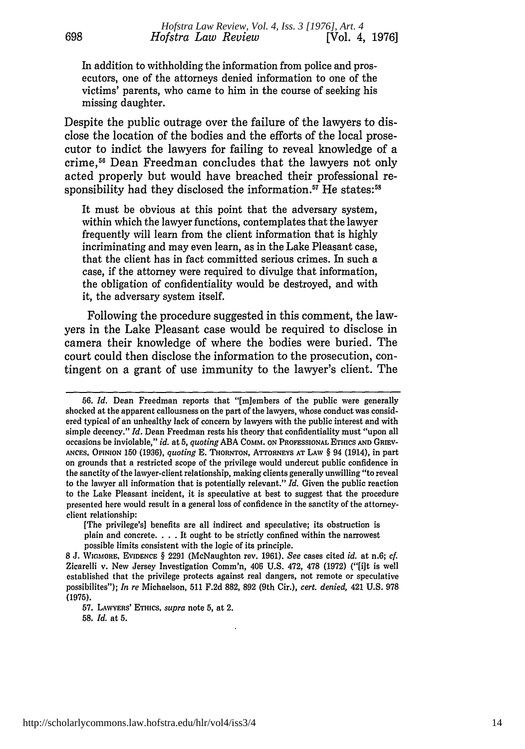> In addition to withholding the information from police and prosecutors, one of the attorneys denied information to one of the victims' parents, who came to him in the course of seeking his missing daughter.

Despite the public outrage over the failure of the lawyers to disclose the location of the bodies and the efforts of the local prosecutor to indict the lawyers for failing to reveal knowledge of a crime,[56] Dean Freedman concludes that the lawyers not only acted properly but would have breached their professional responsibility had they disclosed the information.[57] He states:[58]

> It must be obvious at this point that the adversary system, within which the lawyer functions, contemplates that the lawyer frequently will learn from the client information that is highly incriminating and may even learn, as in the Lake Pleasant case, that the client has in fact committed serious crimes. In such a case, if the attorney were required to divulge that information, the obligation of confidentiality would be destroyed, and with it, the adversary system itself.

Following the procedure suggested in this comment, the lawyers in the Lake Pleasant case would be required to disclose in camera their knowledge of where the bodies were buried. The court could then disclose the information to the prosecution, contingent on a grant of use immunity to the lawyer's client. The

---

56. *Id.* Dean Freedman reports that "[m]embers of the public were generally shocked at the apparent callousness on the part of the lawyers, whose conduct was considered typical of an unhealthy lack of concern by lawyers with the public interest and with simple decency." *Id.* Dean Freedman rests his theory that confidentiality must "upon all occasions be inviolable," *id.* at 5, *quoting* ABA COMM. ON PROFESSIONAL ETHICS AND GRIEVANCES, OPINION 150 (1936), *quoting* E. THORNTON, ATTORNEYS AT LAW § 94 (1914), in part on grounds that a restricted scope of the privilege would undercut public confidence in the sanctity of the lawyer-client relationship, making clients generally unwilling "to reveal to the lawyer all information that is potentially relevant." *Id.* Given the public reaction to the Lake Pleasant incident, it is speculative at best to suggest that the procedure presented here would result in a general loss of confidence in the sanctity of the attorney-client relationship:

> [The privilege's] benefits are all indirect and speculative; its obstruction is plain and concrete. . . . It ought to be strictly confined within the narrowest possible limits consistent with the logic of its principle.

8 J. WIGMORE, EVIDENCE § 2291 (McNaughton rev. 1961). *See* cases cited *id.* at n.6; *cf.* Zicarelli v. New Jersey Investigation Comm'n, 406 U.S. 472, 478 (1972) ("[i]t is well established that the privilege protects against real dangers, not remote or speculative possibilites"); *In re* Michaelson, 511 F.2d 882, 892 (9th Cir.), *cert. denied,* 421 U.S. 978 (1975).

57. LAWYERS' ETHICS, *supra* note 5, at 2.

58. *Id.* at 5.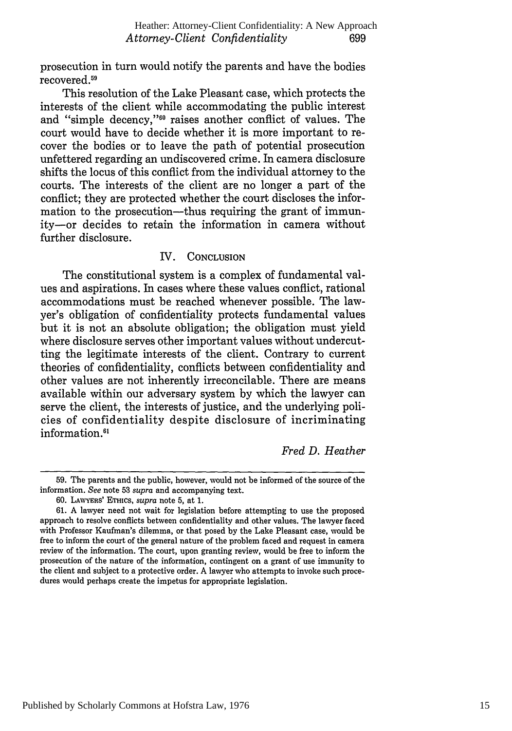prosecution in turn would notify the parents and have the bodies recovered.[59]

This resolution of the Lake Pleasant case, which protects the interests of the client while accommodating the public interest and "simple decency,"[60] raises another conflict of values. The court would have to decide whether it is more important to recover the bodies or to leave the path of potential prosecution unfettered regarding an undiscovered crime. In camera disclosure shifts the locus of this conflict from the individual attorney to the courts. The interests of the client are no longer a part of the conflict; they are protected whether the court discloses the information to the prosecution—thus requiring the grant of immunity—or decides to retain the information in camera without further disclosure.

## IV. CONCLUSION

The constitutional system is a complex of fundamental values and aspirations. In cases where these values conflict, rational accommodations must be reached whenever possible. The lawyer's obligation of confidentiality protects fundamental values but it is not an absolute obligation; the obligation must yield where disclosure serves other important values without undercutting the legitimate interests of the client. Contrary to current theories of confidentiality, conflicts between confidentiality and other values are not inherently irreconcilable. There are means available within our adversary system by which the lawyer can serve the client, the interests of justice, and the underlying policies of confidentiality despite disclosure of incriminating information.[61]

*Fred D. Heather*

---

59. The parents and the public, however, would not be informed of the source of the information. *See* note 53 *supra* and accompanying text.

60. LAWYERS' ETHICS, *supra* note 5, at 1.

61. A lawyer need not wait for legislation before attempting to use the proposed approach to resolve conflicts between confidentiality and other values. The lawyer faced with Professor Kaufman's dilemma, or that posed by the Lake Pleasant case, would be free to inform the court of the general nature of the problem faced and request in camera review of the information. The court, upon granting review, would be free to inform the prosecution of the nature of the information, contingent on a grant of use immunity to the client and subject to a protective order. A lawyer who attempts to invoke such procedures would perhaps create the impetus for appropriate legislation.